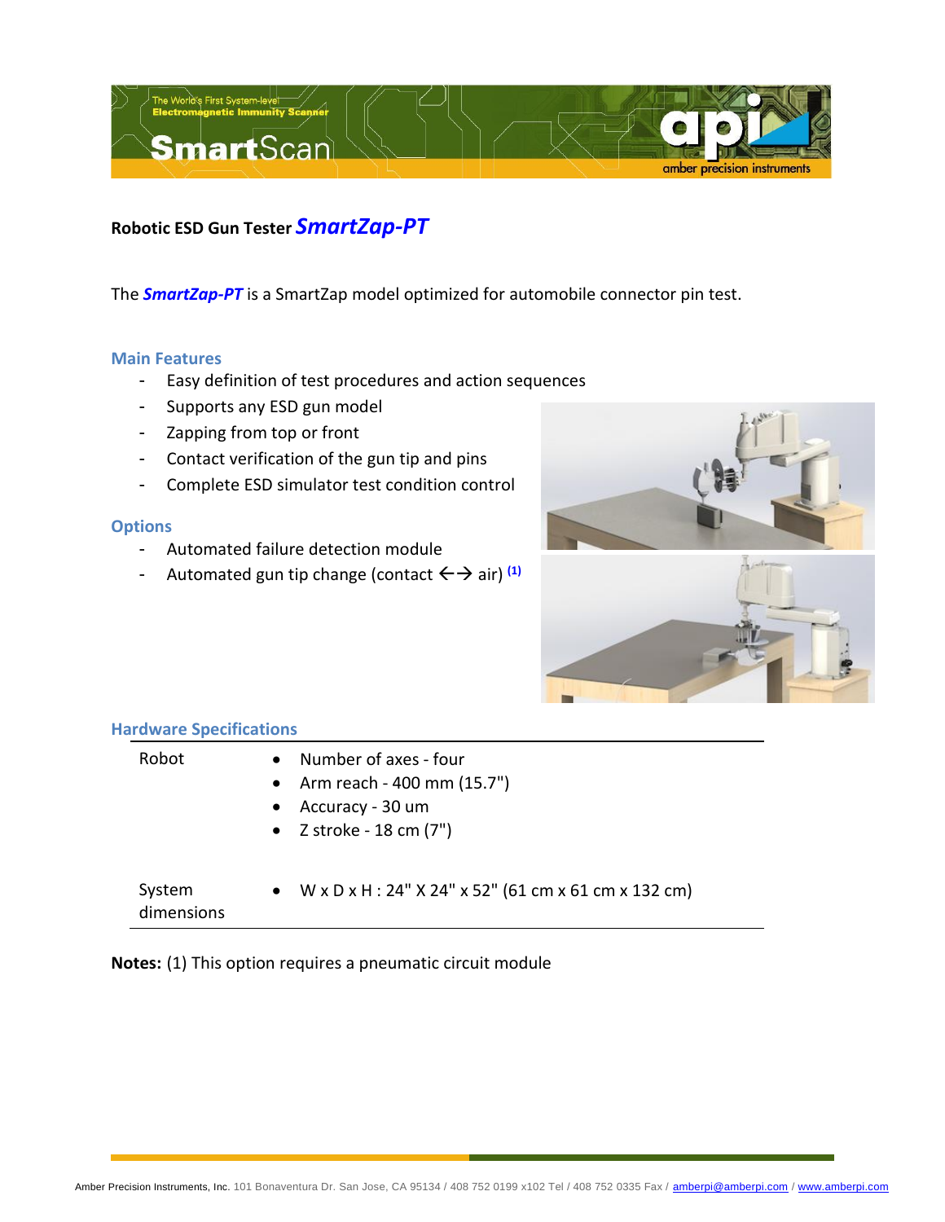# Robotic ESD Gun Tester *SmartZap-PT*

The ***SmartZap-PT*** is a SmartZap model optimized for automobile connector pin test.

## Main Features

- Easy definition of test procedures and action sequences
- Supports any ESD gun model
- Zapping from top or front
- Contact verification of the gun tip and pins
- Complete ESD simulator test condition control

## Options

- Automated failure detection module
- Automated gun tip change (contact ←→ air) [(1)]

## Hardware Specifications

| | |
|---|---|
| Robot | • Number of axes - four<br>• Arm reach - 400 mm (15.7")<br>• Accuracy - 30 um<br>• Z stroke - 18 cm (7") |
| System dimensions | • W x D x H : 24" X 24" x 52" (61 cm x 61 cm x 132 cm) |

**Notes:** (1) This option requires a pneumatic circuit module

Amber Precision Instruments, Inc. 101 Bonaventura Dr. San Jose, CA 95134 / 408 752 0199 x102 Tel / 408 752 0335 Fax / amberpi@amberpi.com / www.amberpi.com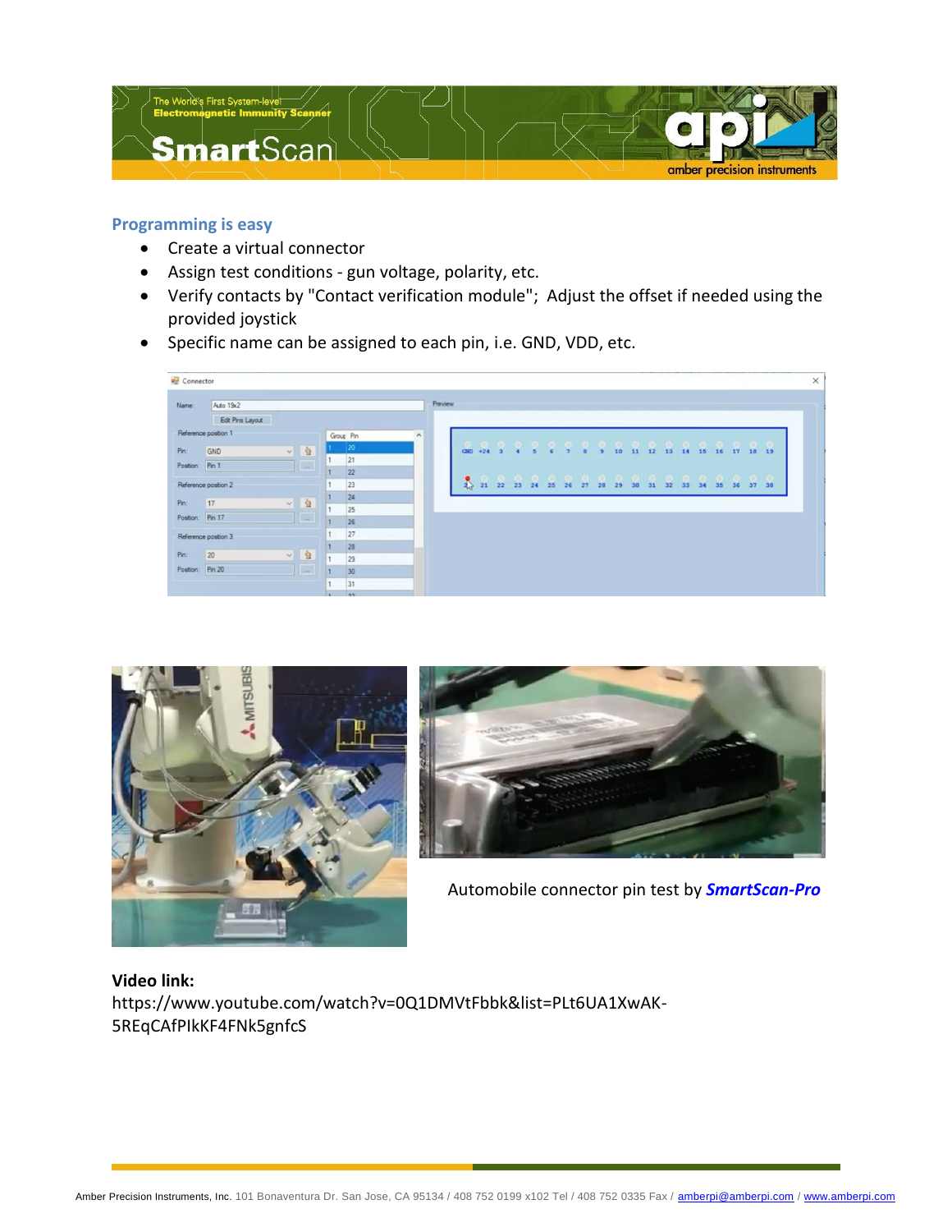## Programming is easy

- Create a virtual connector
- Assign test conditions - gun voltage, polarity, etc.
- Verify contacts by "Contact verification module"; Adjust the offset if needed using the provided joystick
- Specific name can be assigned to each pin, i.e. GND, VDD, etc.

Automobile connector pin test by ***SmartScan-Pro***

**Video link:**
https://www.youtube.com/watch?v=0Q1DMVtFbbk&list=PLt6UA1XwAK-5REqCAfPIkKF4FNk5gnfcS

Amber Precision Instruments, Inc. 101 Bonaventura Dr. San Jose, CA 95134 / 408 752 0199 x102 Tel / 408 752 0335 Fax / amberpi@amberpi.com / www.amberpi.com